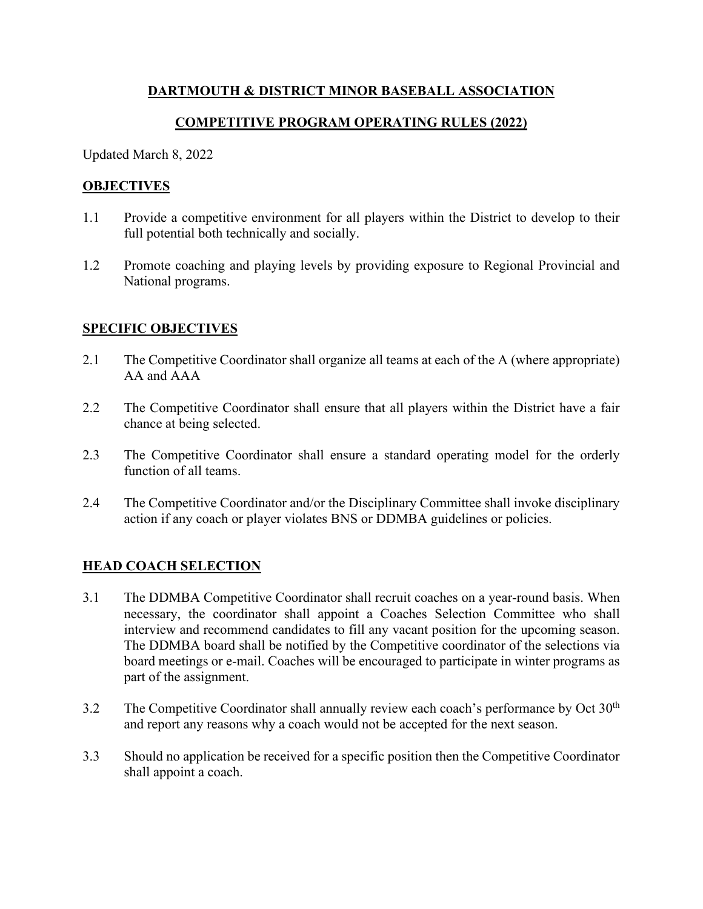# DARTMOUTH & DISTRICT MINOR BASEBALL ASSOCIATION

## COMPETITIVE PROGRAM OPERATING RULES (2022)

Updated March 8, 2022

### OBJECTIVES

1.1 Provide a competitive environment for all players within the District to develop to their full potential both technically and socially.

1.2 Promote coaching and playing levels by providing exposure to Regional Provincial and National programs.

### SPECIFIC OBJECTIVES

2.1 The Competitive Coordinator shall organize all teams at each of the A (where appropriate) AA and AAA

2.2 The Competitive Coordinator shall ensure that all players within the District have a fair chance at being selected.

2.3 The Competitive Coordinator shall ensure a standard operating model for the orderly function of all teams.

2.4 The Competitive Coordinator and/or the Disciplinary Committee shall invoke disciplinary action if any coach or player violates BNS or DDMBA guidelines or policies.

### HEAD COACH SELECTION

3.1 The DDMBA Competitive Coordinator shall recruit coaches on a year-round basis. When necessary, the coordinator shall appoint a Coaches Selection Committee who shall interview and recommend candidates to fill any vacant position for the upcoming season. The DDMBA board shall be notified by the Competitive coordinator of the selections via board meetings or e-mail. Coaches will be encouraged to participate in winter programs as part of the assignment.

3.2 The Competitive Coordinator shall annually review each coach's performance by Oct 30th and report any reasons why a coach would not be accepted for the next season.

3.3 Should no application be received for a specific position then the Competitive Coordinator shall appoint a coach.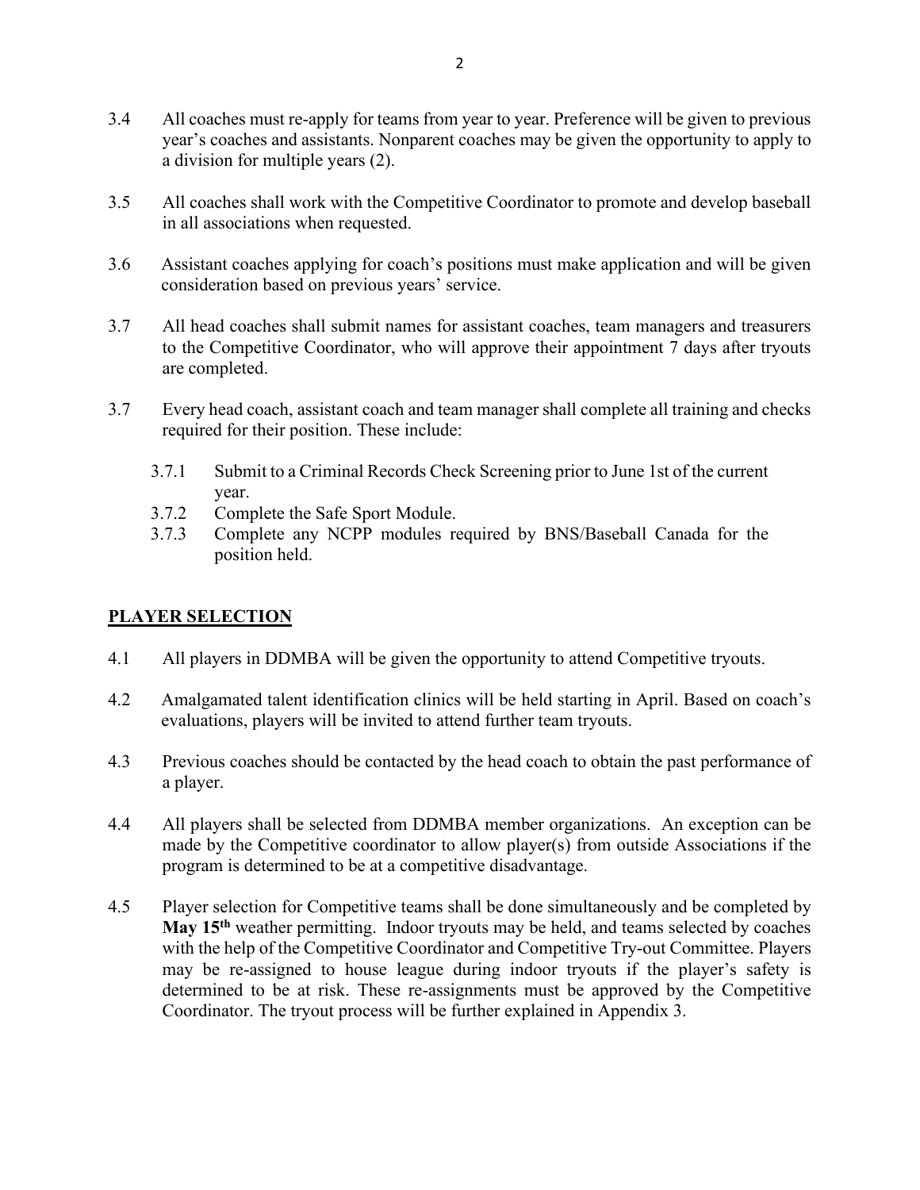3.4 All coaches must re-apply for teams from year to year. Preference will be given to previous year's coaches and assistants. Nonparent coaches may be given the opportunity to apply to a division for multiple years (2).

3.5 All coaches shall work with the Competitive Coordinator to promote and develop baseball in all associations when requested.

3.6 Assistant coaches applying for coach's positions must make application and will be given consideration based on previous years' service.

3.7 All head coaches shall submit names for assistant coaches, team managers and treasurers to the Competitive Coordinator, who will approve their appointment 7 days after tryouts are completed.

3.7 Every head coach, assistant coach and team manager shall complete all training and checks required for their position. These include:

- 3.7.1 Submit to a Criminal Records Check Screening prior to June 1st of the current year.
- 3.7.2 Complete the Safe Sport Module.
- 3.7.3 Complete any NCPP modules required by BNS/Baseball Canada for the position held.

## PLAYER SELECTION

4.1 All players in DDMBA will be given the opportunity to attend Competitive tryouts.

4.2 Amalgamated talent identification clinics will be held starting in April. Based on coach's evaluations, players will be invited to attend further team tryouts.

4.3 Previous coaches should be contacted by the head coach to obtain the past performance of a player.

4.4 All players shall be selected from DDMBA member organizations. An exception can be made by the Competitive coordinator to allow player(s) from outside Associations if the program is determined to be at a competitive disadvantage.

4.5 Player selection for Competitive teams shall be done simultaneously and be completed by **May 15th** weather permitting. Indoor tryouts may be held, and teams selected by coaches with the help of the Competitive Coordinator and Competitive Try-out Committee. Players may be re-assigned to house league during indoor tryouts if the player's safety is determined to be at risk. These re-assignments must be approved by the Competitive Coordinator. The tryout process will be further explained in Appendix 3.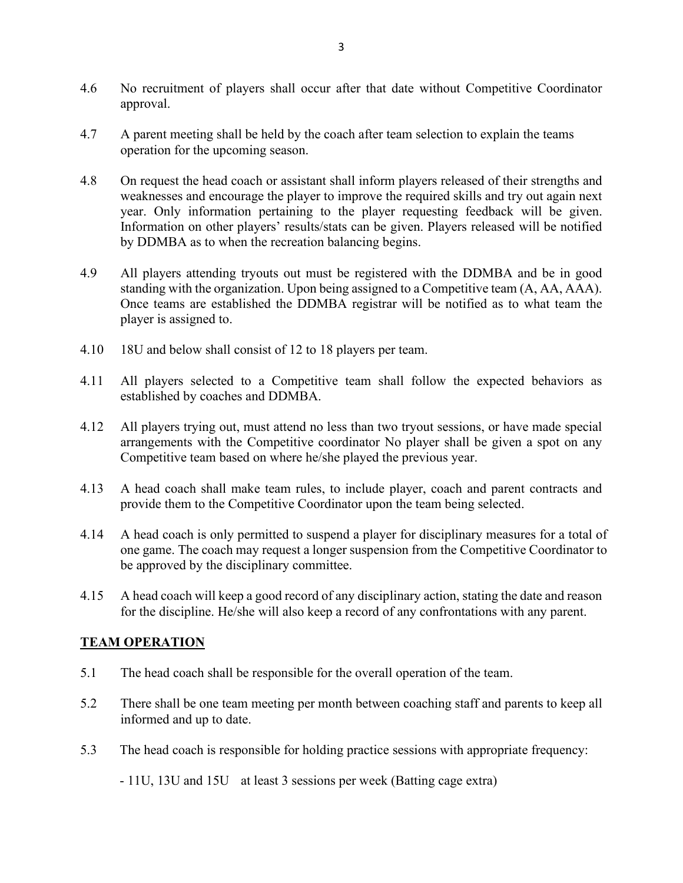4.6 No recruitment of players shall occur after that date without Competitive Coordinator approval.

4.7 A parent meeting shall be held by the coach after team selection to explain the teams operation for the upcoming season.

4.8 On request the head coach or assistant shall inform players released of their strengths and weaknesses and encourage the player to improve the required skills and try out again next year. Only information pertaining to the player requesting feedback will be given. Information on other players' results/stats can be given. Players released will be notified by DDMBA as to when the recreation balancing begins.

4.9 All players attending tryouts out must be registered with the DDMBA and be in good standing with the organization. Upon being assigned to a Competitive team (A, AA, AAA). Once teams are established the DDMBA registrar will be notified as to what team the player is assigned to.

4.10 18U and below shall consist of 12 to 18 players per team.

4.11 All players selected to a Competitive team shall follow the expected behaviors as established by coaches and DDMBA.

4.12 All players trying out, must attend no less than two tryout sessions, or have made special arrangements with the Competitive coordinator No player shall be given a spot on any Competitive team based on where he/she played the previous year.

4.13 A head coach shall make team rules, to include player, coach and parent contracts and provide them to the Competitive Coordinator upon the team being selected.

4.14 A head coach is only permitted to suspend a player for disciplinary measures for a total of one game. The coach may request a longer suspension from the Competitive Coordinator to be approved by the disciplinary committee.

4.15 A head coach will keep a good record of any disciplinary action, stating the date and reason for the discipline. He/she will also keep a record of any confrontations with any parent.

## TEAM OPERATION

5.1 The head coach shall be responsible for the overall operation of the team.

5.2 There shall be one team meeting per month between coaching staff and parents to keep all informed and up to date.

5.3 The head coach is responsible for holding practice sessions with appropriate frequency:

- 11U, 13U and 15U at least 3 sessions per week (Batting cage extra)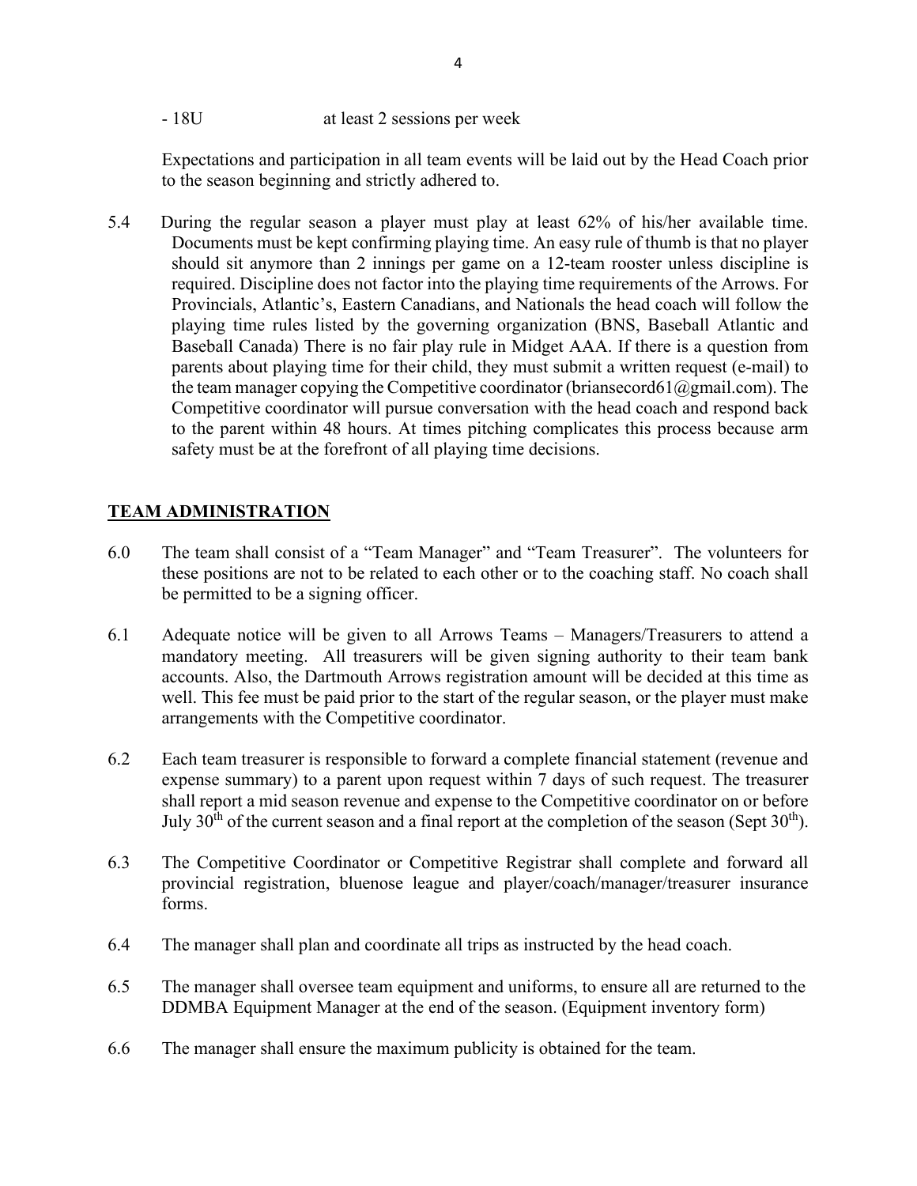- 18U at least 2 sessions per week

Expectations and participation in all team events will be laid out by the Head Coach prior to the season beginning and strictly adhered to.

5.4 During the regular season a player must play at least 62% of his/her available time. Documents must be kept confirming playing time. An easy rule of thumb is that no player should sit anymore than 2 innings per game on a 12-team rooster unless discipline is required. Discipline does not factor into the playing time requirements of the Arrows. For Provincials, Atlantic's, Eastern Canadians, and Nationals the head coach will follow the playing time rules listed by the governing organization (BNS, Baseball Atlantic and Baseball Canada) There is no fair play rule in Midget AAA. If there is a question from parents about playing time for their child, they must submit a written request (e-mail) to the team manager copying the Competitive coordinator (briansecord61@gmail.com). The Competitive coordinator will pursue conversation with the head coach and respond back to the parent within 48 hours. At times pitching complicates this process because arm safety must be at the forefront of all playing time decisions.

## TEAM ADMINISTRATION

6.0 The team shall consist of a "Team Manager" and "Team Treasurer". The volunteers for these positions are not to be related to each other or to the coaching staff. No coach shall be permitted to be a signing officer.

6.1 Adequate notice will be given to all Arrows Teams – Managers/Treasurers to attend a mandatory meeting. All treasurers will be given signing authority to their team bank accounts. Also, the Dartmouth Arrows registration amount will be decided at this time as well. This fee must be paid prior to the start of the regular season, or the player must make arrangements with the Competitive coordinator.

6.2 Each team treasurer is responsible to forward a complete financial statement (revenue and expense summary) to a parent upon request within 7 days of such request. The treasurer shall report a mid season revenue and expense to the Competitive coordinator on or before July 30th of the current season and a final report at the completion of the season (Sept 30th).

6.3 The Competitive Coordinator or Competitive Registrar shall complete and forward all provincial registration, bluenose league and player/coach/manager/treasurer insurance forms.

6.4 The manager shall plan and coordinate all trips as instructed by the head coach.

6.5 The manager shall oversee team equipment and uniforms, to ensure all are returned to the DDMBA Equipment Manager at the end of the season. (Equipment inventory form)

6.6 The manager shall ensure the maximum publicity is obtained for the team.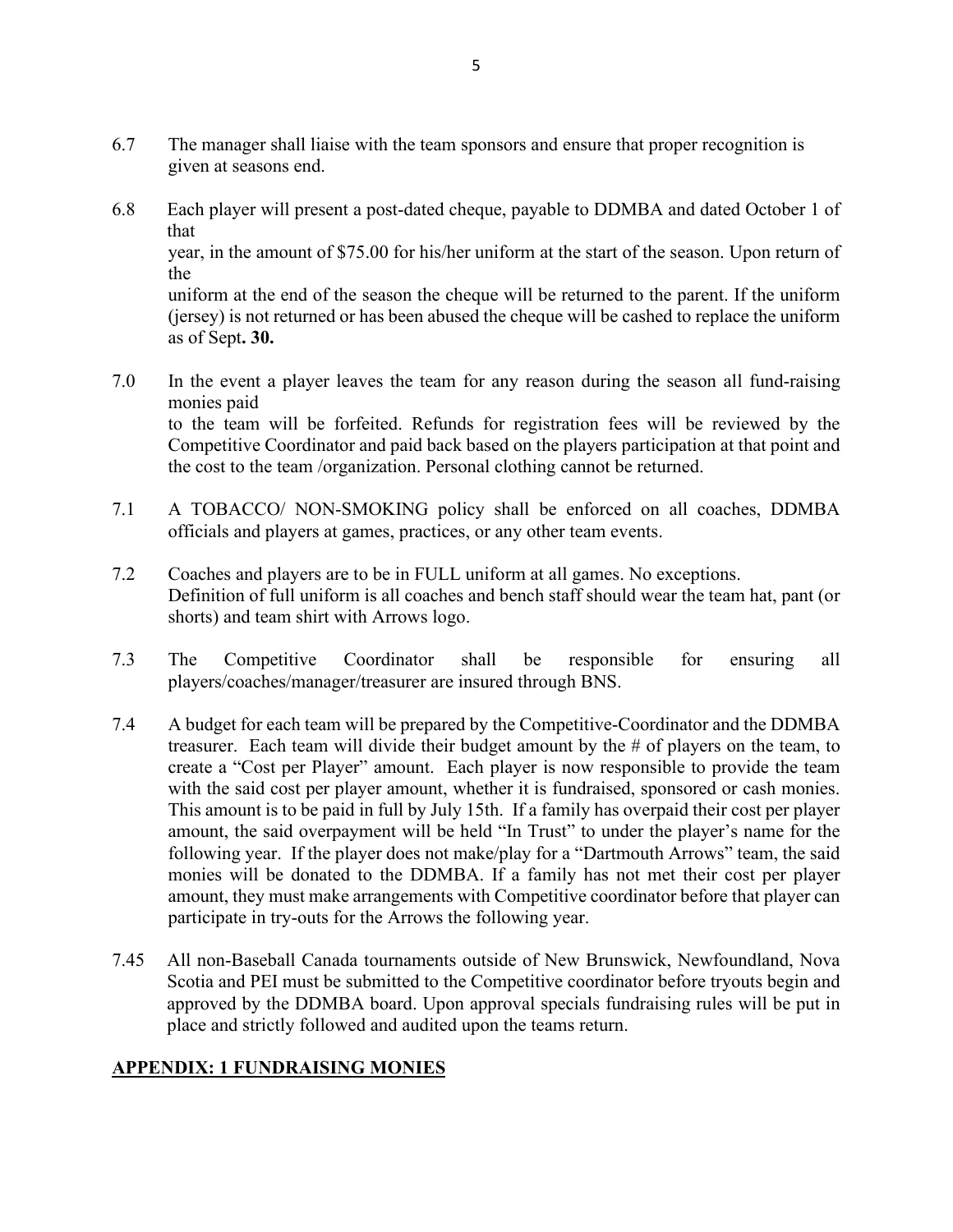6.7 The manager shall liaise with the team sponsors and ensure that proper recognition is given at seasons end.

6.8 Each player will present a post-dated cheque, payable to DDMBA and dated October 1 of that year, in the amount of $75.00 for his/her uniform at the start of the season. Upon return of the uniform at the end of the season the cheque will be returned to the parent. If the uniform (jersey) is not returned or has been abused the cheque will be cashed to replace the uniform as of Sept**. 30.**

7.0 In the event a player leaves the team for any reason during the season all fund-raising monies paid to the team will be forfeited. Refunds for registration fees will be reviewed by the Competitive Coordinator and paid back based on the players participation at that point and the cost to the team /organization. Personal clothing cannot be returned.

7.1 A TOBACCO/ NON-SMOKING policy shall be enforced on all coaches, DDMBA officials and players at games, practices, or any other team events.

7.2 Coaches and players are to be in FULL uniform at all games. No exceptions. Definition of full uniform is all coaches and bench staff should wear the team hat, pant (or shorts) and team shirt with Arrows logo.

7.3 The Competitive Coordinator shall be responsible for ensuring all players/coaches/manager/treasurer are insured through BNS.

7.4 A budget for each team will be prepared by the Competitive-Coordinator and the DDMBA treasurer. Each team will divide their budget amount by the # of players on the team, to create a "Cost per Player" amount. Each player is now responsible to provide the team with the said cost per player amount, whether it is fundraised, sponsored or cash monies. This amount is to be paid in full by July 15th. If a family has overpaid their cost per player amount, the said overpayment will be held "In Trust" to under the player's name for the following year. If the player does not make/play for a "Dartmouth Arrows" team, the said monies will be donated to the DDMBA. If a family has not met their cost per player amount, they must make arrangements with Competitive coordinator before that player can participate in try-outs for the Arrows the following year.

7.45 All non-Baseball Canada tournaments outside of New Brunswick, Newfoundland, Nova Scotia and PEI must be submitted to the Competitive coordinator before tryouts begin and approved by the DDMBA board. Upon approval specials fundraising rules will be put in place and strictly followed and audited upon the teams return.

## APPENDIX: 1 FUNDRAISING MONIES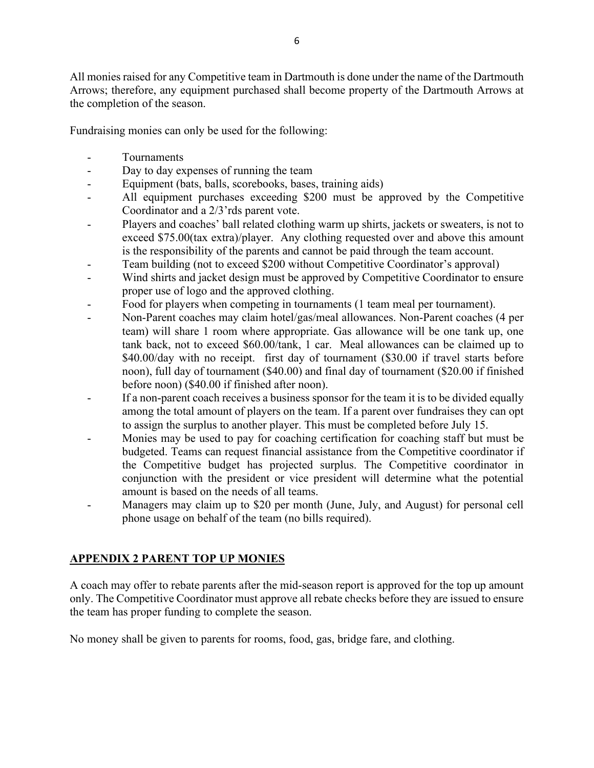All monies raised for any Competitive team in Dartmouth is done under the name of the Dartmouth Arrows; therefore, any equipment purchased shall become property of the Dartmouth Arrows at the completion of the season.

Fundraising monies can only be used for the following:

- Tournaments
- Day to day expenses of running the team
- Equipment (bats, balls, scorebooks, bases, training aids)
- All equipment purchases exceeding $200 must be approved by the Competitive Coordinator and a 2/3'rds parent vote.
- Players and coaches' ball related clothing warm up shirts, jackets or sweaters, is not to exceed $75.00(tax extra)/player. Any clothing requested over and above this amount is the responsibility of the parents and cannot be paid through the team account.
- Team building (not to exceed $200 without Competitive Coordinator's approval)
- Wind shirts and jacket design must be approved by Competitive Coordinator to ensure proper use of logo and the approved clothing.
- Food for players when competing in tournaments (1 team meal per tournament).
- Non-Parent coaches may claim hotel/gas/meal allowances. Non-Parent coaches (4 per team) will share 1 room where appropriate. Gas allowance will be one tank up, one tank back, not to exceed $60.00/tank, 1 car. Meal allowances can be claimed up to $40.00/day with no receipt. first day of tournament ($30.00 if travel starts before noon), full day of tournament ($40.00) and final day of tournament ($20.00 if finished before noon) ($40.00 if finished after noon).
- If a non-parent coach receives a business sponsor for the team it is to be divided equally among the total amount of players on the team. If a parent over fundraises they can opt to assign the surplus to another player. This must be completed before July 15.
- Monies may be used to pay for coaching certification for coaching staff but must be budgeted. Teams can request financial assistance from the Competitive coordinator if the Competitive budget has projected surplus. The Competitive coordinator in conjunction with the president or vice president will determine what the potential amount is based on the needs of all teams.
- Managers may claim up to $20 per month (June, July, and August) for personal cell phone usage on behalf of the team (no bills required).

## APPENDIX 2 PARENT TOP UP MONIES

A coach may offer to rebate parents after the mid-season report is approved for the top up amount only. The Competitive Coordinator must approve all rebate checks before they are issued to ensure the team has proper funding to complete the season.

No money shall be given to parents for rooms, food, gas, bridge fare, and clothing.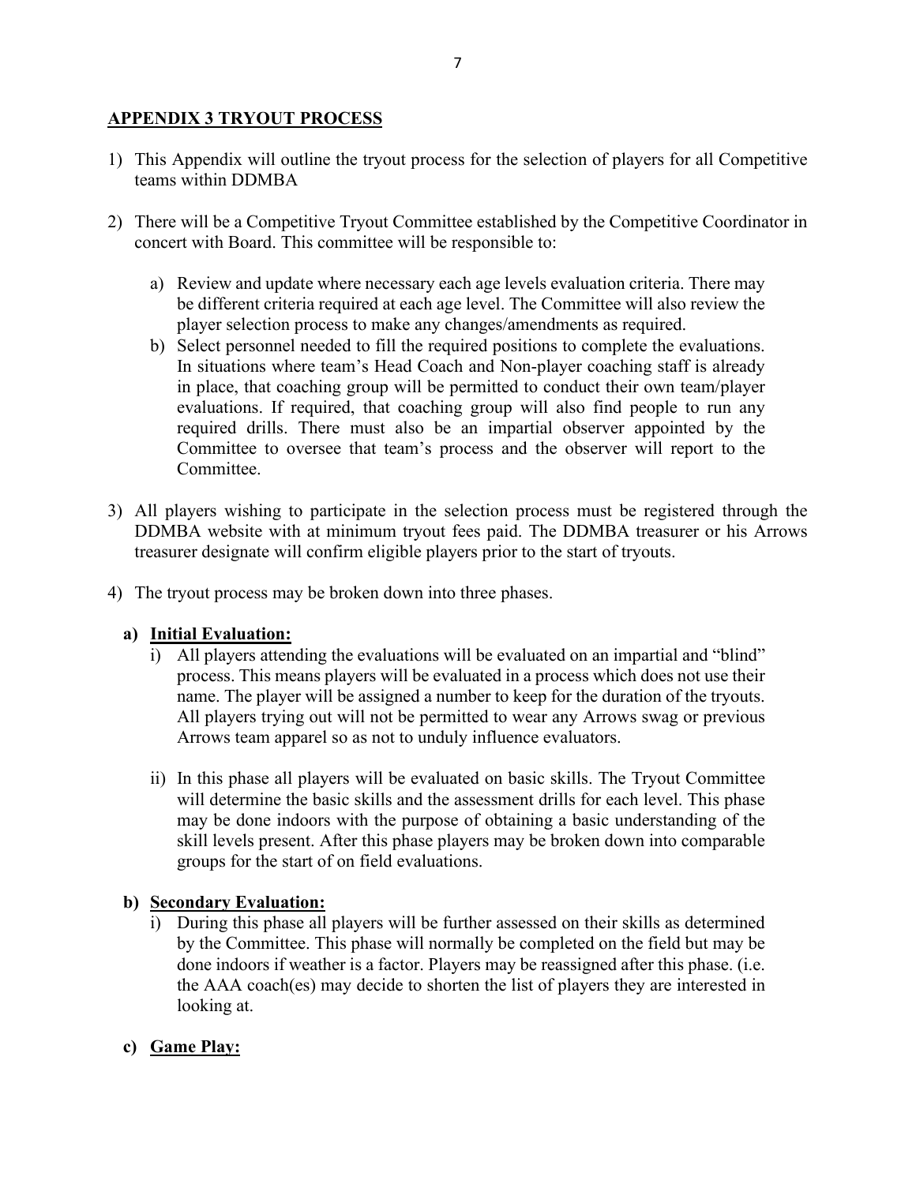## APPENDIX 3 TRYOUT PROCESS

1) This Appendix will outline the tryout process for the selection of players for all Competitive teams within DDMBA

2) There will be a Competitive Tryout Committee established by the Competitive Coordinator in concert with Board. This committee will be responsible to:

   a) Review and update where necessary each age levels evaluation criteria. There may be different criteria required at each age level. The Committee will also review the player selection process to make any changes/amendments as required.

   b) Select personnel needed to fill the required positions to complete the evaluations. In situations where team's Head Coach and Non-player coaching staff is already in place, that coaching group will be permitted to conduct their own team/player evaluations. If required, that coaching group will also find people to run any required drills. There must also be an impartial observer appointed by the Committee to oversee that team's process and the observer will report to the Committee.

3) All players wishing to participate in the selection process must be registered through the DDMBA website with at minimum tryout fees paid. The DDMBA treasurer or his Arrows treasurer designate will confirm eligible players prior to the start of tryouts.

4) The tryout process may be broken down into three phases.

   **a) Initial Evaluation:**

   i) All players attending the evaluations will be evaluated on an impartial and "blind" process. This means players will be evaluated in a process which does not use their name. The player will be assigned a number to keep for the duration of the tryouts. All players trying out will not be permitted to wear any Arrows swag or previous Arrows team apparel so as not to unduly influence evaluators.

   ii) In this phase all players will be evaluated on basic skills. The Tryout Committee will determine the basic skills and the assessment drills for each level. This phase may be done indoors with the purpose of obtaining a basic understanding of the skill levels present. After this phase players may be broken down into comparable groups for the start of on field evaluations.

   **b) Secondary Evaluation:**

   i) During this phase all players will be further assessed on their skills as determined by the Committee. This phase will normally be completed on the field but may be done indoors if weather is a factor. Players may be reassigned after this phase. (i.e. the AAA coach(es) may decide to shorten the list of players they are interested in looking at.

   **c) Game Play:**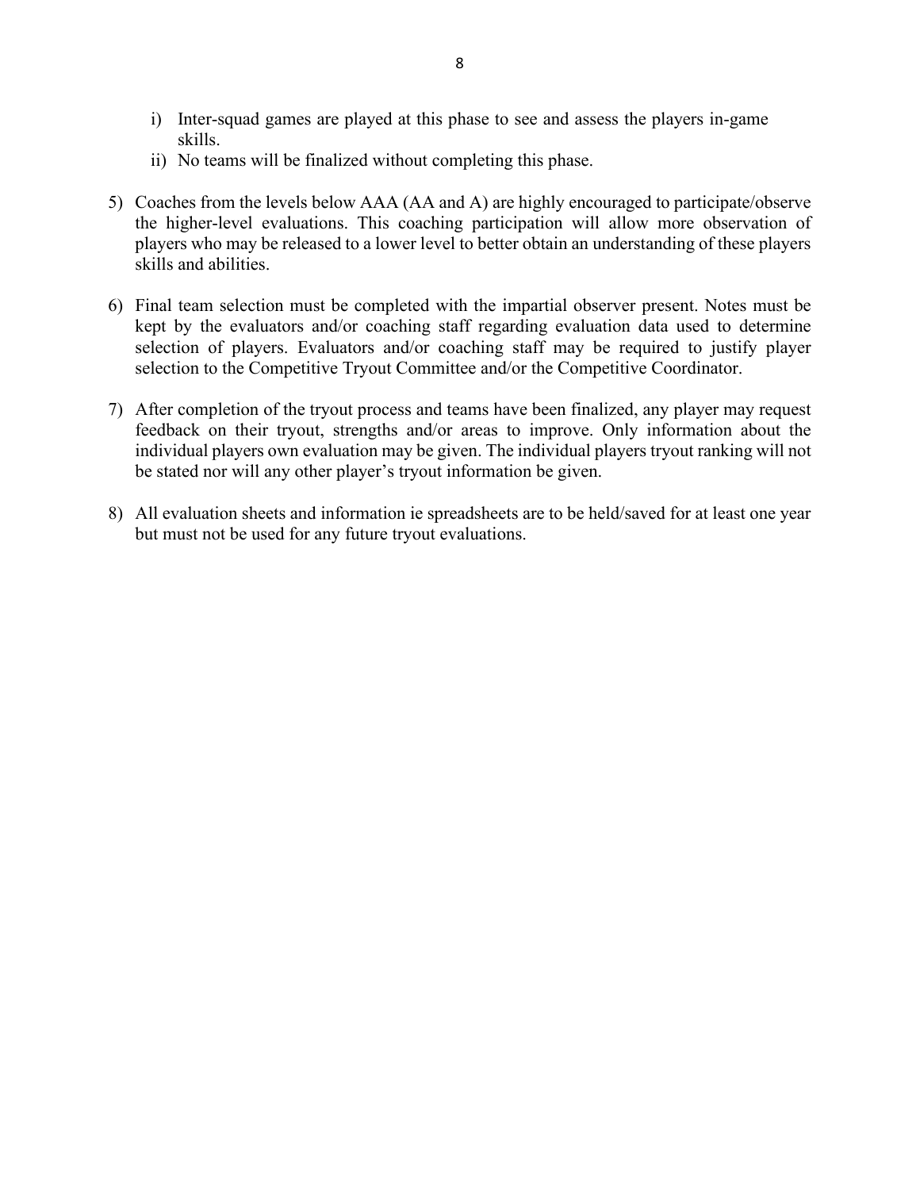i) Inter-squad games are played at this phase to see and assess the players in-game skills.
ii) No teams will be finalized without completing this phase.

5) Coaches from the levels below AAA (AA and A) are highly encouraged to participate/observe the higher-level evaluations. This coaching participation will allow more observation of players who may be released to a lower level to better obtain an understanding of these players skills and abilities.

6) Final team selection must be completed with the impartial observer present. Notes must be kept by the evaluators and/or coaching staff regarding evaluation data used to determine selection of players. Evaluators and/or coaching staff may be required to justify player selection to the Competitive Tryout Committee and/or the Competitive Coordinator.

7) After completion of the tryout process and teams have been finalized, any player may request feedback on their tryout, strengths and/or areas to improve. Only information about the individual players own evaluation may be given. The individual players tryout ranking will not be stated nor will any other player's tryout information be given.

8) All evaluation sheets and information ie spreadsheets are to be held/saved for at least one year but must not be used for any future tryout evaluations.